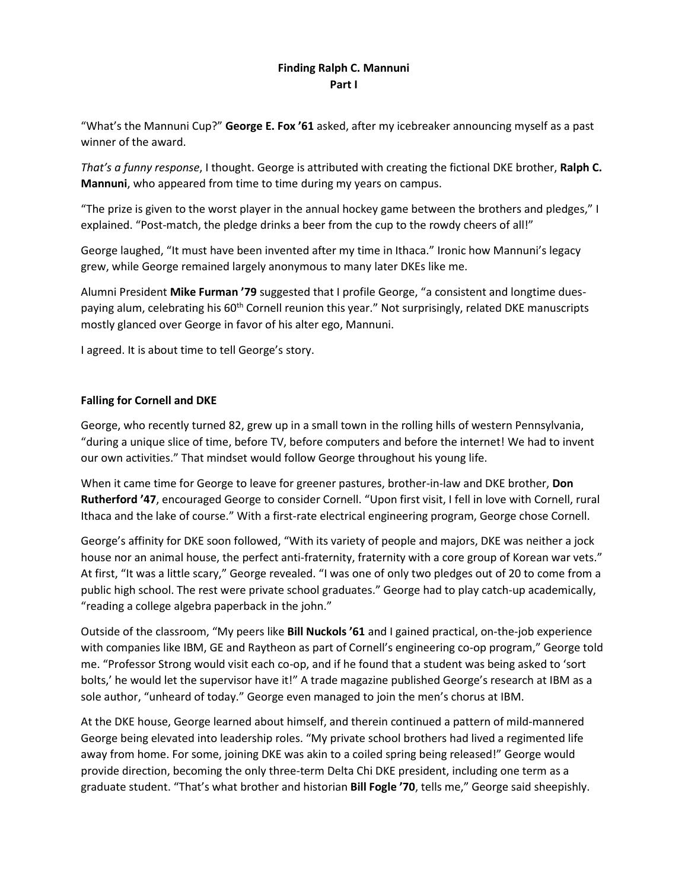**Finding Ralph C. Mannuni**
**Part I**

"What's the Mannuni Cup?" **George E. Fox '61** asked, after my icebreaker announcing myself as a past winner of the award.

*That's a funny response*, I thought. George is attributed with creating the fictional DKE brother, **Ralph C. Mannuni**, who appeared from time to time during my years on campus.

"The prize is given to the worst player in the annual hockey game between the brothers and pledges," I explained. "Post-match, the pledge drinks a beer from the cup to the rowdy cheers of all!"

George laughed, "It must have been invented after my time in Ithaca." Ironic how Mannuni's legacy grew, while George remained largely anonymous to many later DKEs like me.

Alumni President **Mike Furman '79** suggested that I profile George, "a consistent and longtime dues-paying alum, celebrating his 60th Cornell reunion this year." Not surprisingly, related DKE manuscripts mostly glanced over George in favor of his alter ego, Mannuni.

I agreed. It is about time to tell George's story.

### Falling for Cornell and DKE

George, who recently turned 82, grew up in a small town in the rolling hills of western Pennsylvania, "during a unique slice of time, before TV, before computers and before the internet! We had to invent our own activities." That mindset would follow George throughout his young life.

When it came time for George to leave for greener pastures, brother-in-law and DKE brother, **Don Rutherford '47**, encouraged George to consider Cornell. "Upon first visit, I fell in love with Cornell, rural Ithaca and the lake of course." With a first-rate electrical engineering program, George chose Cornell.

George's affinity for DKE soon followed, "With its variety of people and majors, DKE was neither a jock house nor an animal house, the perfect anti-fraternity, fraternity with a core group of Korean war vets." At first, "It was a little scary," George revealed. "I was one of only two pledges out of 20 to come from a public high school. The rest were private school graduates." George had to play catch-up academically, "reading a college algebra paperback in the john."

Outside of the classroom, "My peers like **Bill Nuckols '61** and I gained practical, on-the-job experience with companies like IBM, GE and Raytheon as part of Cornell's engineering co-op program," George told me. "Professor Strong would visit each co-op, and if he found that a student was being asked to 'sort bolts,' he would let the supervisor have it!" A trade magazine published George's research at IBM as a sole author, "unheard of today." George even managed to join the men's chorus at IBM.

At the DKE house, George learned about himself, and therein continued a pattern of mild-mannered George being elevated into leadership roles. "My private school brothers had lived a regimented life away from home. For some, joining DKE was akin to a coiled spring being released!" George would provide direction, becoming the only three-term Delta Chi DKE president, including one term as a graduate student. "That's what brother and historian **Bill Fogle '70**, tells me," George said sheepishly.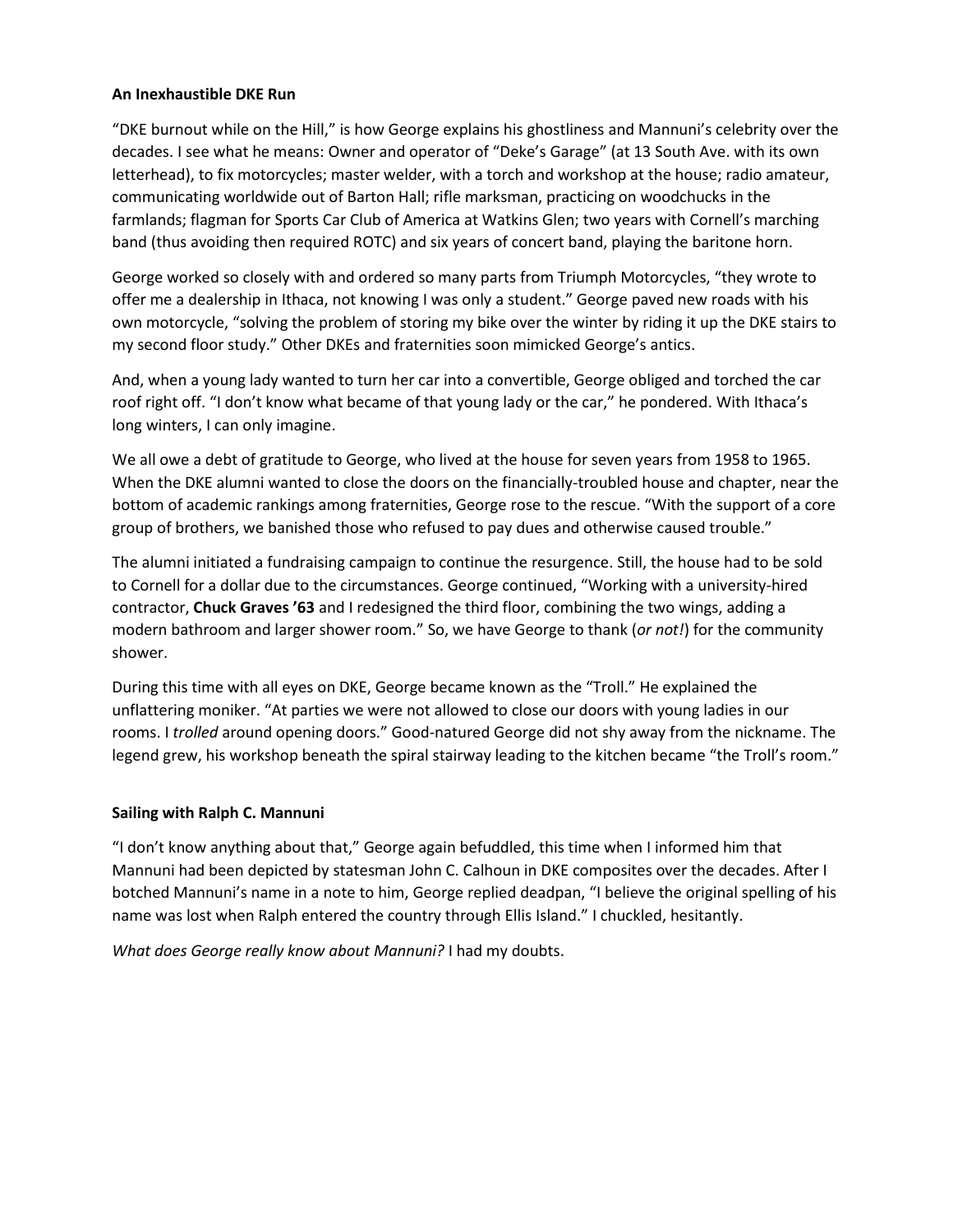**An Inexhaustible DKE Run**

"DKE burnout while on the Hill," is how George explains his ghostliness and Mannuni's celebrity over the decades. I see what he means: Owner and operator of "Deke's Garage" (at 13 South Ave. with its own letterhead), to fix motorcycles; master welder, with a torch and workshop at the house; radio amateur, communicating worldwide out of Barton Hall; rifle marksman, practicing on woodchucks in the farmlands; flagman for Sports Car Club of America at Watkins Glen; two years with Cornell's marching band (thus avoiding then required ROTC) and six years of concert band, playing the baritone horn.

George worked so closely with and ordered so many parts from Triumph Motorcycles, "they wrote to offer me a dealership in Ithaca, not knowing I was only a student." George paved new roads with his own motorcycle, "solving the problem of storing my bike over the winter by riding it up the DKE stairs to my second floor study." Other DKEs and fraternities soon mimicked George's antics.

And, when a young lady wanted to turn her car into a convertible, George obliged and torched the car roof right off. "I don't know what became of that young lady or the car," he pondered. With Ithaca's long winters, I can only imagine.

We all owe a debt of gratitude to George, who lived at the house for seven years from 1958 to 1965. When the DKE alumni wanted to close the doors on the financially-troubled house and chapter, near the bottom of academic rankings among fraternities, George rose to the rescue. "With the support of a core group of brothers, we banished those who refused to pay dues and otherwise caused trouble."

The alumni initiated a fundraising campaign to continue the resurgence. Still, the house had to be sold to Cornell for a dollar due to the circumstances. George continued, "Working with a university-hired contractor, **Chuck Graves '63** and I redesigned the third floor, combining the two wings, adding a modern bathroom and larger shower room." So, we have George to thank (*or not!*) for the community shower.

During this time with all eyes on DKE, George became known as the "Troll." He explained the unflattering moniker. "At parties we were not allowed to close our doors with young ladies in our rooms. I *trolled* around opening doors." Good-natured George did not shy away from the nickname. The legend grew, his workshop beneath the spiral stairway leading to the kitchen became "the Troll's room."

**Sailing with Ralph C. Mannuni**

"I don't know anything about that," George again befuddled, this time when I informed him that Mannuni had been depicted by statesman John C. Calhoun in DKE composites over the decades. After I botched Mannuni's name in a note to him, George replied deadpan, "I believe the original spelling of his name was lost when Ralph entered the country through Ellis Island." I chuckled, hesitantly.

*What does George really know about Mannuni?* I had my doubts.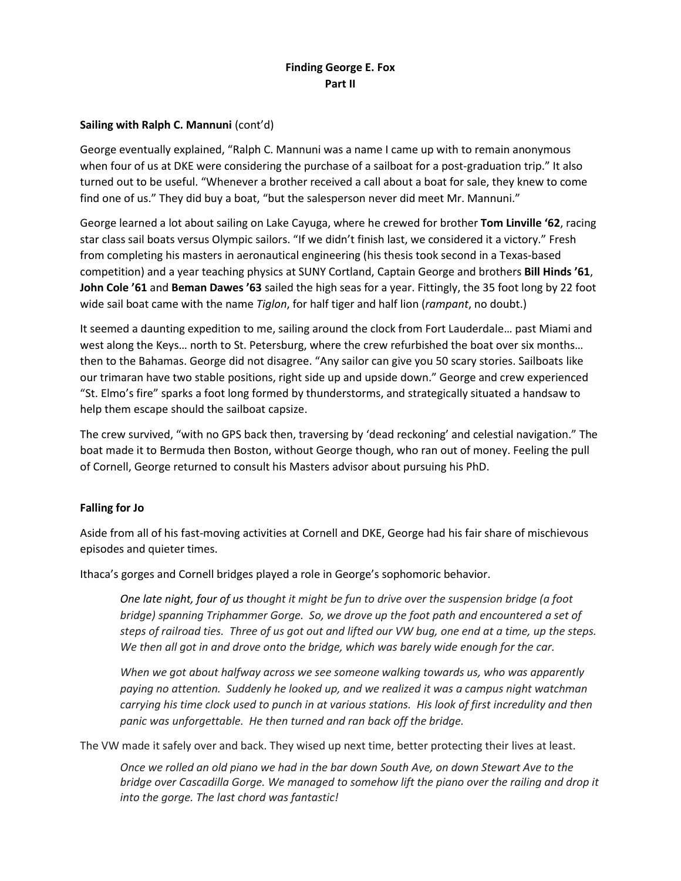**Finding George E. Fox**
**Part II**

**Sailing with Ralph C. Mannuni** (cont'd)

George eventually explained, "Ralph C. Mannuni was a name I came up with to remain anonymous when four of us at DKE were considering the purchase of a sailboat for a post-graduation trip." It also turned out to be useful. "Whenever a brother received a call about a boat for sale, they knew to come find one of us." They did buy a boat, "but the salesperson never did meet Mr. Mannuni."

George learned a lot about sailing on Lake Cayuga, where he crewed for brother **Tom Linville '62**, racing star class sail boats versus Olympic sailors. "If we didn't finish last, we considered it a victory." Fresh from completing his masters in aeronautical engineering (his thesis took second in a Texas-based competition) and a year teaching physics at SUNY Cortland, Captain George and brothers **Bill Hinds '61**, **John Cole '61** and **Beman Dawes '63** sailed the high seas for a year. Fittingly, the 35 foot long by 22 foot wide sail boat came with the name *Tiglon*, for half tiger and half lion (*rampant*, no doubt.)

It seemed a daunting expedition to me, sailing around the clock from Fort Lauderdale… past Miami and west along the Keys… north to St. Petersburg, where the crew refurbished the boat over six months… then to the Bahamas. George did not disagree. "Any sailor can give you 50 scary stories. Sailboats like our trimaran have two stable positions, right side up and upside down." George and crew experienced "St. Elmo's fire" sparks a foot long formed by thunderstorms, and strategically situated a handsaw to help them escape should the sailboat capsize.

The crew survived, "with no GPS back then, traversing by 'dead reckoning' and celestial navigation." The boat made it to Bermuda then Boston, without George though, who ran out of money. Feeling the pull of Cornell, George returned to consult his Masters advisor about pursuing his PhD.

**Falling for Jo**

Aside from all of his fast-moving activities at Cornell and DKE, George had his fair share of mischievous episodes and quieter times.

Ithaca's gorges and Cornell bridges played a role in George's sophomoric behavior.

> *One late night, four of us thought it might be fun to drive over the suspension bridge (a foot bridge) spanning Triphammer Gorge. So, we drove up the foot path and encountered a set of steps of railroad ties. Three of us got out and lifted our VW bug, one end at a time, up the steps. We then all got in and drove onto the bridge, which was barely wide enough for the car.*
>
> *When we got about halfway across we see someone walking towards us, who was apparently paying no attention. Suddenly he looked up, and we realized it was a campus night watchman carrying his time clock used to punch in at various stations. His look of first incredulity and then panic was unforgettable. He then turned and ran back off the bridge.*

The VW made it safely over and back. They wised up next time, better protecting their lives at least.

> *Once we rolled an old piano we had in the bar down South Ave, on down Stewart Ave to the bridge over Cascadilla Gorge. We managed to somehow lift the piano over the railing and drop it into the gorge. The last chord was fantastic!*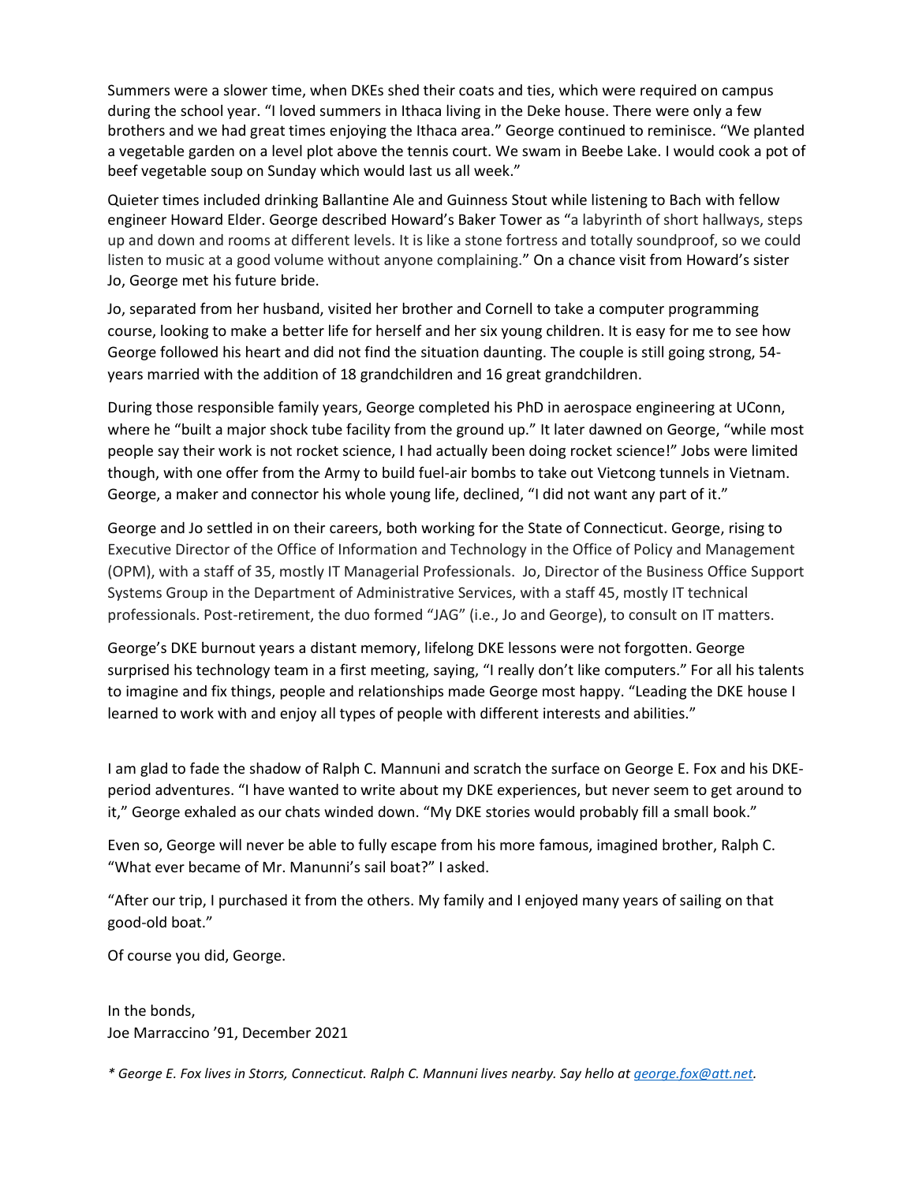Summers were a slower time, when DKEs shed their coats and ties, which were required on campus during the school year. "I loved summers in Ithaca living in the Deke house. There were only a few brothers and we had great times enjoying the Ithaca area." George continued to reminisce. "We planted a vegetable garden on a level plot above the tennis court. We swam in Beebe Lake. I would cook a pot of beef vegetable soup on Sunday which would last us all week."

Quieter times included drinking Ballantine Ale and Guinness Stout while listening to Bach with fellow engineer Howard Elder. George described Howard's Baker Tower as "a labyrinth of short hallways, steps up and down and rooms at different levels. It is like a stone fortress and totally soundproof, so we could listen to music at a good volume without anyone complaining." On a chance visit from Howard's sister Jo, George met his future bride.

Jo, separated from her husband, visited her brother and Cornell to take a computer programming course, looking to make a better life for herself and her six young children. It is easy for me to see how George followed his heart and did not find the situation daunting. The couple is still going strong, 54-years married with the addition of 18 grandchildren and 16 great grandchildren.

During those responsible family years, George completed his PhD in aerospace engineering at UConn, where he "built a major shock tube facility from the ground up." It later dawned on George, "while most people say their work is not rocket science, I had actually been doing rocket science!" Jobs were limited though, with one offer from the Army to build fuel-air bombs to take out Vietcong tunnels in Vietnam. George, a maker and connector his whole young life, declined, "I did not want any part of it."

George and Jo settled in on their careers, both working for the State of Connecticut. George, rising to Executive Director of the Office of Information and Technology in the Office of Policy and Management (OPM), with a staff of 35, mostly IT Managerial Professionals. Jo, Director of the Business Office Support Systems Group in the Department of Administrative Services, with a staff 45, mostly IT technical professionals. Post-retirement, the duo formed "JAG" (i.e., Jo and George), to consult on IT matters.

George's DKE burnout years a distant memory, lifelong DKE lessons were not forgotten. George surprised his technology team in a first meeting, saying, "I really don't like computers." For all his talents to imagine and fix things, people and relationships made George most happy. "Leading the DKE house I learned to work with and enjoy all types of people with different interests and abilities."

I am glad to fade the shadow of Ralph C. Mannuni and scratch the surface on George E. Fox and his DKE-period adventures. "I have wanted to write about my DKE experiences, but never seem to get around to it," George exhaled as our chats winded down. "My DKE stories would probably fill a small book."

Even so, George will never be able to fully escape from his more famous, imagined brother, Ralph C. "What ever became of Mr. Manunni's sail boat?" I asked.

"After our trip, I purchased it from the others. My family and I enjoyed many years of sailing on that good-old boat."

Of course you did, George.

In the bonds,
Joe Marraccino '91, December 2021

*\* George E. Fox lives in Storrs, Connecticut. Ralph C. Mannuni lives nearby. Say hello at [george.fox@att.net](mailto:george.fox@att.net).*